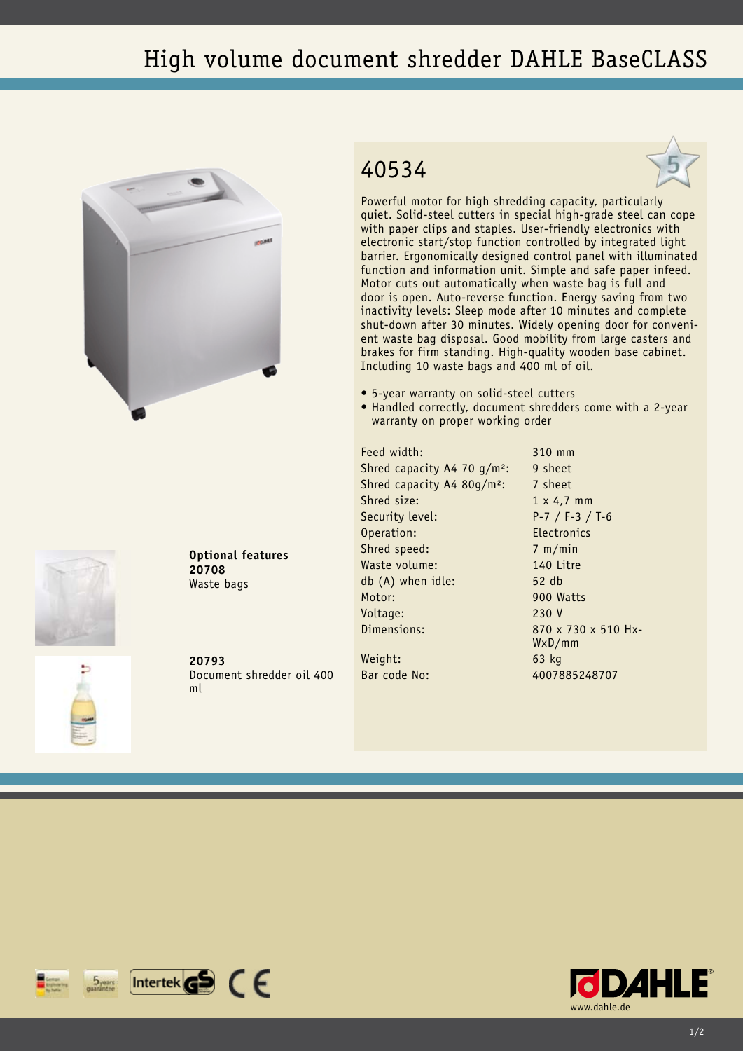# High volume document shredder DAHLE BaseCLASS

## 40534

Powerful motor for high shredding capacity, particularly quiet. Solid-steel cutters in special high-grade steel can cope with paper clips and staples. User-friendly electronics with electronic start/stop function controlled by integrated light barrier. Ergonomically designed control panel with illuminated function and information unit. Simple and safe paper infeed. Motor cuts out automatically when waste bag is full and door is open. Auto-reverse function. Energy saving from two inactivity levels: Sleep mode after 10 minutes and complete shut-down after 30 minutes. Widely opening door for convenient waste bag disposal. Good mobility from large casters and brakes for firm standing. High-quality wooden base cabinet. Including 10 waste bags and 400 ml of oil.

- 5-year warranty on solid-steel cutters
- Handled correctly, document shredders come with a 2-year warranty on proper working order

| | |
|---|---|
| Feed width: | 310 mm |
| Shred capacity A4 70 g/m²: | 9 sheet |
| Shred capacity A4 80g/m²: | 7 sheet |
| Shred size: | 1 x 4,7 mm |
| Security level: | P-7 / F-3 / T-6 |
| Operation: | Electronics |
| Shred speed: | 7 m/min |
| Waste volume: | 140 Litre |
| db (A) when idle: | 52 db |
| Motor: | 900 Watts |
| Voltage: | 230 V |
| Dimensions: | 870 x 730 x 510 HxWxD/mm |
| Weight: | 63 kg |
| Bar code No: | 4007885248707 |

**Optional features**
**20708**
Waste bags

**20793**
Document shredder oil 400 ml

www.dahle.de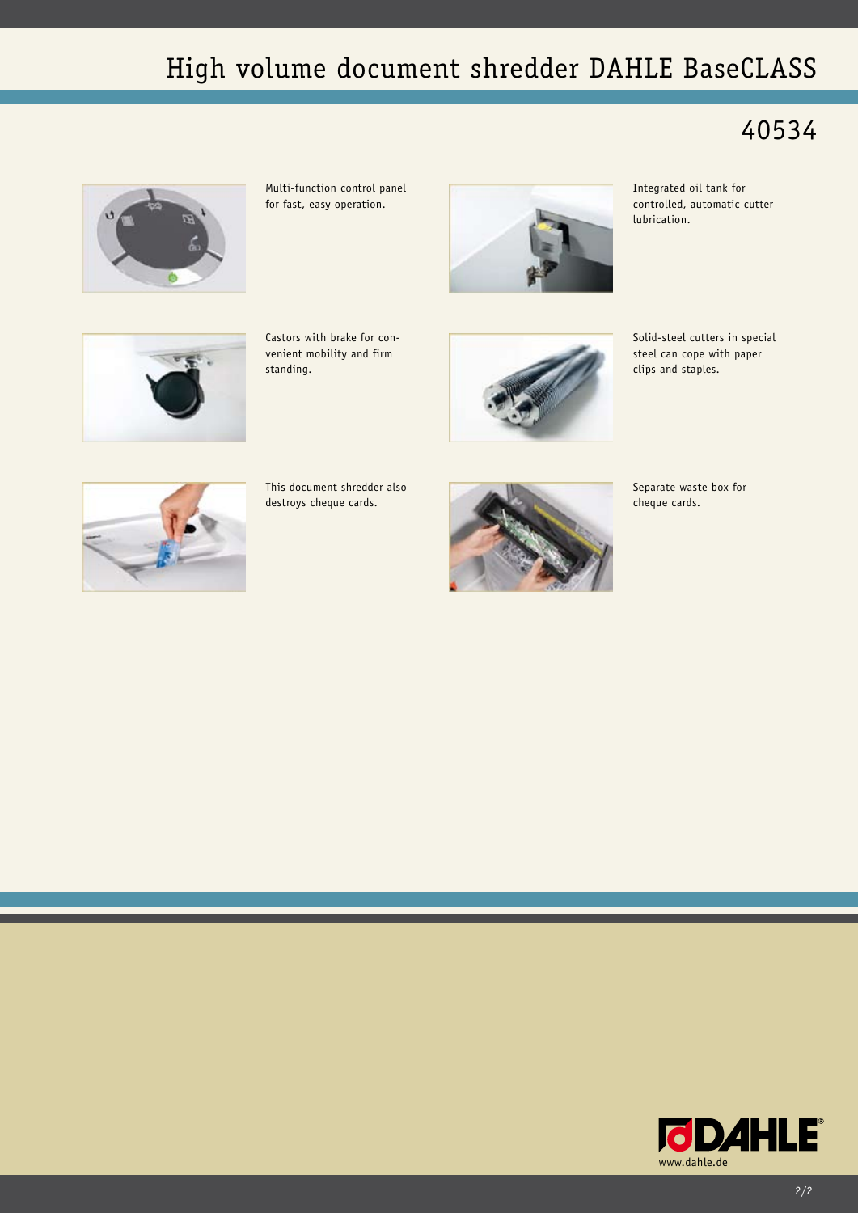# High volume document shredder DAHLE BaseCLASS

40534

Multi-function control panel for fast, easy operation.

Integrated oil tank for controlled, automatic cutter lubrication.

Castors with brake for convenient mobility and firm standing.

Solid-steel cutters in special steel can cope with paper clips and staples.

This document shredder also destroys cheque cards.

Separate waste box for cheque cards.

DAHLE®

www.dahle.de